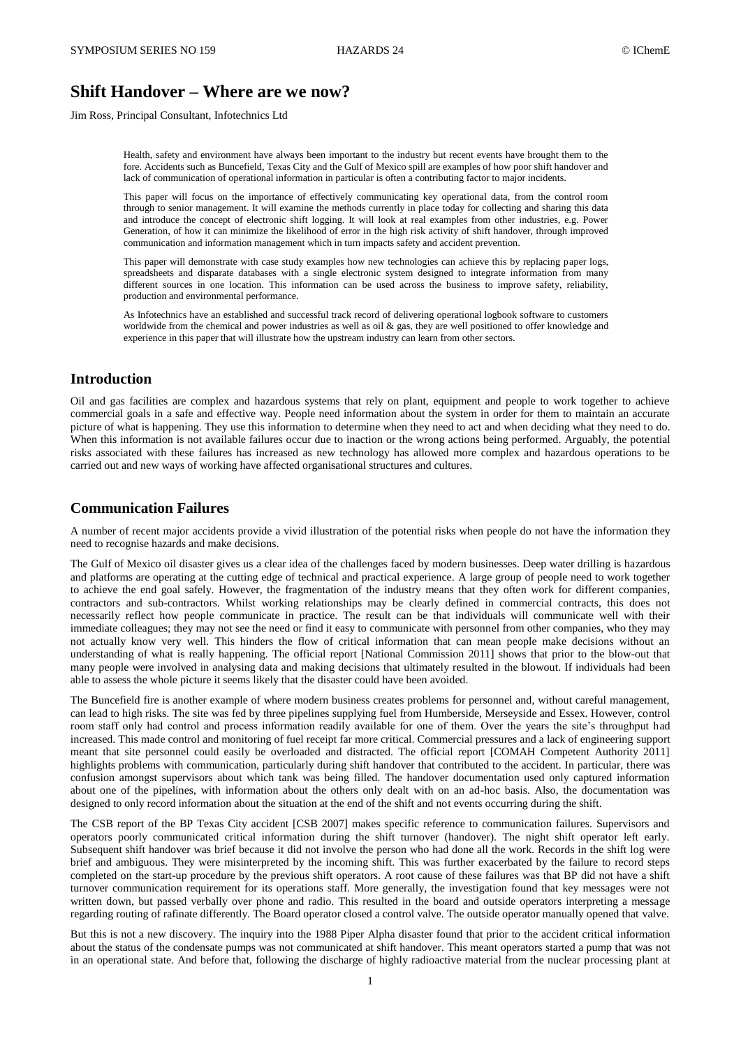# Shift Handover – Where are we now?

Jim Ross, Principal Consultant, Infotechnics Ltd

Health, safety and environment have always been important to the industry but recent events have brought them to the fore. Accidents such as Buncefield, Texas City and the Gulf of Mexico spill are examples of how poor shift handover and lack of communication of operational information in particular is often a contributing factor to major incidents.

This paper will focus on the importance of effectively communicating key operational data, from the control room through to senior management. It will examine the methods currently in place today for collecting and sharing this data and introduce the concept of electronic shift logging. It will look at real examples from other industries, e.g. Power Generation, of how it can minimize the likelihood of error in the high risk activity of shift handover, through improved communication and information management which in turn impacts safety and accident prevention.

This paper will demonstrate with case study examples how new technologies can achieve this by replacing paper logs, spreadsheets and disparate databases with a single electronic system designed to integrate information from many different sources in one location. This information can be used across the business to improve safety, reliability, production and environmental performance.

As Infotechnics have an established and successful track record of delivering operational logbook software to customers worldwide from the chemical and power industries as well as oil & gas, they are well positioned to offer knowledge and experience in this paper that will illustrate how the upstream industry can learn from other sectors.

## Introduction

Oil and gas facilities are complex and hazardous systems that rely on plant, equipment and people to work together to achieve commercial goals in a safe and effective way. People need information about the system in order for them to maintain an accurate picture of what is happening. They use this information to determine when they need to act and when deciding what they need to do. When this information is not available failures occur due to inaction or the wrong actions being performed. Arguably, the potential risks associated with these failures has increased as new technology has allowed more complex and hazardous operations to be carried out and new ways of working have affected organisational structures and cultures.

## Communication Failures

A number of recent major accidents provide a vivid illustration of the potential risks when people do not have the information they need to recognise hazards and make decisions.

The Gulf of Mexico oil disaster gives us a clear idea of the challenges faced by modern businesses. Deep water drilling is hazardous and platforms are operating at the cutting edge of technical and practical experience. A large group of people need to work together to achieve the end goal safely. However, the fragmentation of the industry means that they often work for different companies, contractors and sub-contractors. Whilst working relationships may be clearly defined in commercial contracts, this does not necessarily reflect how people communicate in practice. The result can be that individuals will communicate well with their immediate colleagues; they may not see the need or find it easy to communicate with personnel from other companies, who they may not actually know very well. This hinders the flow of critical information that can mean people make decisions without an understanding of what is really happening. The official report [National Commission 2011] shows that prior to the blow-out that many people were involved in analysing data and making decisions that ultimately resulted in the blowout. If individuals had been able to assess the whole picture it seems likely that the disaster could have been avoided.

The Buncefield fire is another example of where modern business creates problems for personnel and, without careful management, can lead to high risks. The site was fed by three pipelines supplying fuel from Humberside, Merseyside and Essex. However, control room staff only had control and process information readily available for one of them. Over the years the site's throughput had increased. This made control and monitoring of fuel receipt far more critical. Commercial pressures and a lack of engineering support meant that site personnel could easily be overloaded and distracted. The official report [COMAH Competent Authority 2011] highlights problems with communication, particularly during shift handover that contributed to the accident. In particular, there was confusion amongst supervisors about which tank was being filled. The handover documentation used only captured information about one of the pipelines, with information about the others only dealt with on an ad-hoc basis. Also, the documentation was designed to only record information about the situation at the end of the shift and not events occurring during the shift.

The CSB report of the BP Texas City accident [CSB 2007] makes specific reference to communication failures. Supervisors and operators poorly communicated critical information during the shift turnover (handover). The night shift operator left early. Subsequent shift handover was brief because it did not involve the person who had done all the work. Records in the shift log were brief and ambiguous. They were misinterpreted by the incoming shift. This was further exacerbated by the failure to record steps completed on the start-up procedure by the previous shift operators. A root cause of these failures was that BP did not have a shift turnover communication requirement for its operations staff. More generally, the investigation found that key messages were not written down, but passed verbally over phone and radio. This resulted in the board and outside operators interpreting a message regarding routing of rafinate differently. The Board operator closed a control valve. The outside operator manually opened that valve.

But this is not a new discovery. The inquiry into the 1988 Piper Alpha disaster found that prior to the accident critical information about the status of the condensate pumps was not communicated at shift handover. This meant operators started a pump that was not in an operational state. And before that, following the discharge of highly radioactive material from the nuclear processing plant at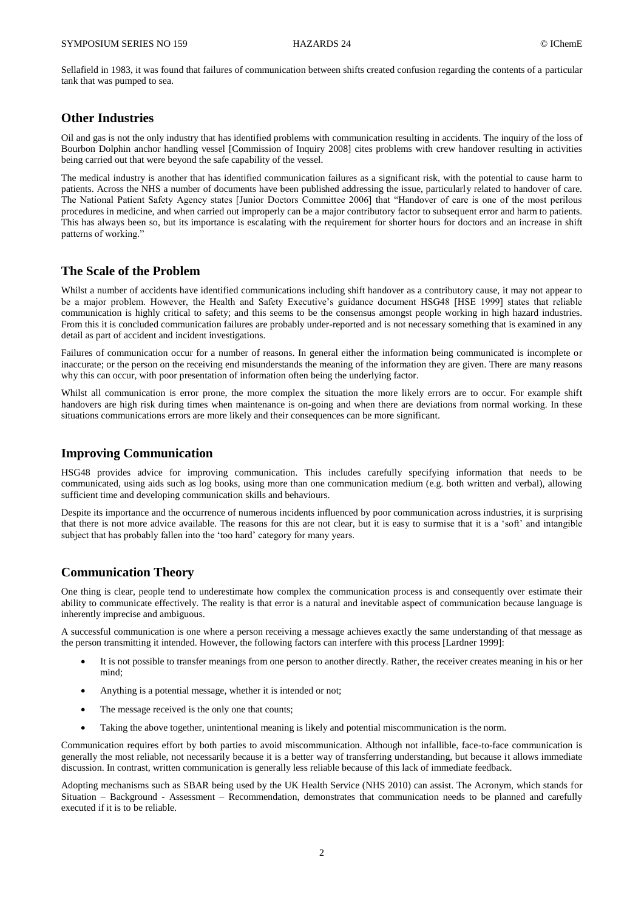Sellafield in 1983, it was found that failures of communication between shifts created confusion regarding the contents of a particular tank that was pumped to sea.

## Other Industries

Oil and gas is not the only industry that has identified problems with communication resulting in accidents. The inquiry of the loss of Bourbon Dolphin anchor handling vessel [Commission of Inquiry 2008] cites problems with crew handover resulting in activities being carried out that were beyond the safe capability of the vessel.

The medical industry is another that has identified communication failures as a significant risk, with the potential to cause harm to patients. Across the NHS a number of documents have been published addressing the issue, particularly related to handover of care. The National Patient Safety Agency states [Junior Doctors Committee 2006] that "Handover of care is one of the most perilous procedures in medicine, and when carried out improperly can be a major contributory factor to subsequent error and harm to patients. This has always been so, but its importance is escalating with the requirement for shorter hours for doctors and an increase in shift patterns of working."

## The Scale of the Problem

Whilst a number of accidents have identified communications including shift handover as a contributory cause, it may not appear to be a major problem. However, the Health and Safety Executive's guidance document HSG48 [HSE 1999] states that reliable communication is highly critical to safety; and this seems to be the consensus amongst people working in high hazard industries. From this it is concluded communication failures are probably under-reported and is not necessary something that is examined in any detail as part of accident and incident investigations.

Failures of communication occur for a number of reasons. In general either the information being communicated is incomplete or inaccurate; or the person on the receiving end misunderstands the meaning of the information they are given. There are many reasons why this can occur, with poor presentation of information often being the underlying factor.

Whilst all communication is error prone, the more complex the situation the more likely errors are to occur. For example shift handovers are high risk during times when maintenance is on-going and when there are deviations from normal working. In these situations communications errors are more likely and their consequences can be more significant.

## Improving Communication

HSG48 provides advice for improving communication. This includes carefully specifying information that needs to be communicated, using aids such as log books, using more than one communication medium (e.g. both written and verbal), allowing sufficient time and developing communication skills and behaviours.

Despite its importance and the occurrence of numerous incidents influenced by poor communication across industries, it is surprising that there is not more advice available. The reasons for this are not clear, but it is easy to surmise that it is a 'soft' and intangible subject that has probably fallen into the 'too hard' category for many years.

## Communication Theory

One thing is clear, people tend to underestimate how complex the communication process is and consequently over estimate their ability to communicate effectively. The reality is that error is a natural and inevitable aspect of communication because language is inherently imprecise and ambiguous.

A successful communication is one where a person receiving a message achieves exactly the same understanding of that message as the person transmitting it intended. However, the following factors can interfere with this process [Lardner 1999]:

- It is not possible to transfer meanings from one person to another directly. Rather, the receiver creates meaning in his or her mind;
- Anything is a potential message, whether it is intended or not;
- The message received is the only one that counts;
- Taking the above together, unintentional meaning is likely and potential miscommunication is the norm.

Communication requires effort by both parties to avoid miscommunication. Although not infallible, face-to-face communication is generally the most reliable, not necessarily because it is a better way of transferring understanding, but because it allows immediate discussion. In contrast, written communication is generally less reliable because of this lack of immediate feedback.

Adopting mechanisms such as SBAR being used by the UK Health Service (NHS 2010) can assist. The Acronym, which stands for Situation – Background - Assessment – Recommendation, demonstrates that communication needs to be planned and carefully executed if it is to be reliable.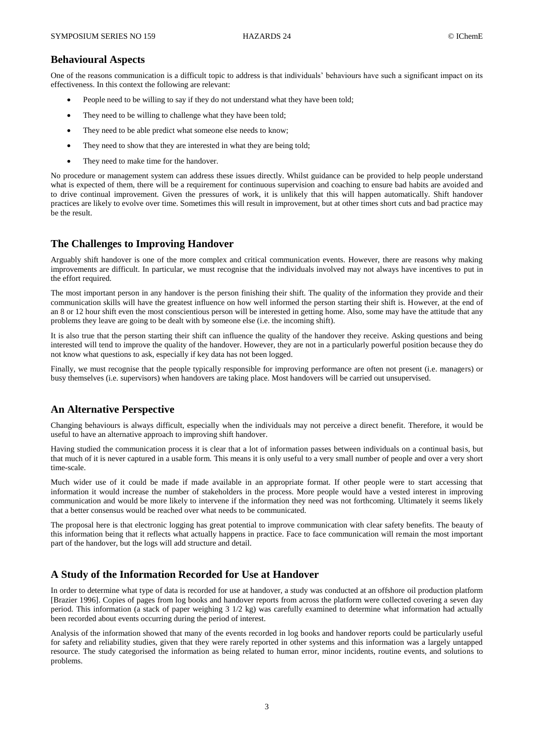## Behavioural Aspects

One of the reasons communication is a difficult topic to address is that individuals' behaviours have such a significant impact on its effectiveness. In this context the following are relevant:

- People need to be willing to say if they do not understand what they have been told;
- They need to be willing to challenge what they have been told;
- They need to be able predict what someone else needs to know;
- They need to show that they are interested in what they are being told;
- They need to make time for the handover.

No procedure or management system can address these issues directly. Whilst guidance can be provided to help people understand what is expected of them, there will be a requirement for continuous supervision and coaching to ensure bad habits are avoided and to drive continual improvement. Given the pressures of work, it is unlikely that this will happen automatically. Shift handover practices are likely to evolve over time. Sometimes this will result in improvement, but at other times short cuts and bad practice may be the result.

## The Challenges to Improving Handover

Arguably shift handover is one of the more complex and critical communication events. However, there are reasons why making improvements are difficult. In particular, we must recognise that the individuals involved may not always have incentives to put in the effort required.

The most important person in any handover is the person finishing their shift. The quality of the information they provide and their communication skills will have the greatest influence on how well informed the person starting their shift is. However, at the end of an 8 or 12 hour shift even the most conscientious person will be interested in getting home. Also, some may have the attitude that any problems they leave are going to be dealt with by someone else (i.e. the incoming shift).

It is also true that the person starting their shift can influence the quality of the handover they receive. Asking questions and being interested will tend to improve the quality of the handover. However, they are not in a particularly powerful position because they do not know what questions to ask, especially if key data has not been logged.

Finally, we must recognise that the people typically responsible for improving performance are often not present (i.e. managers) or busy themselves (i.e. supervisors) when handovers are taking place. Most handovers will be carried out unsupervised.

## An Alternative Perspective

Changing behaviours is always difficult, especially when the individuals may not perceive a direct benefit. Therefore, it would be useful to have an alternative approach to improving shift handover.

Having studied the communication process it is clear that a lot of information passes between individuals on a continual basis, but that much of it is never captured in a usable form. This means it is only useful to a very small number of people and over a very short time-scale.

Much wider use of it could be made if made available in an appropriate format. If other people were to start accessing that information it would increase the number of stakeholders in the process. More people would have a vested interest in improving communication and would be more likely to intervene if the information they need was not forthcoming. Ultimately it seems likely that a better consensus would be reached over what needs to be communicated.

The proposal here is that electronic logging has great potential to improve communication with clear safety benefits. The beauty of this information being that it reflects what actually happens in practice. Face to face communication will remain the most important part of the handover, but the logs will add structure and detail.

## A Study of the Information Recorded for Use at Handover

In order to determine what type of data is recorded for use at handover, a study was conducted at an offshore oil production platform [Brazier 1996]. Copies of pages from log books and handover reports from across the platform were collected covering a seven day period. This information (a stack of paper weighing 3 1/2 kg) was carefully examined to determine what information had actually been recorded about events occurring during the period of interest.

Analysis of the information showed that many of the events recorded in log books and handover reports could be particularly useful for safety and reliability studies, given that they were rarely reported in other systems and this information was a largely untapped resource. The study categorised the information as being related to human error, minor incidents, routine events, and solutions to problems.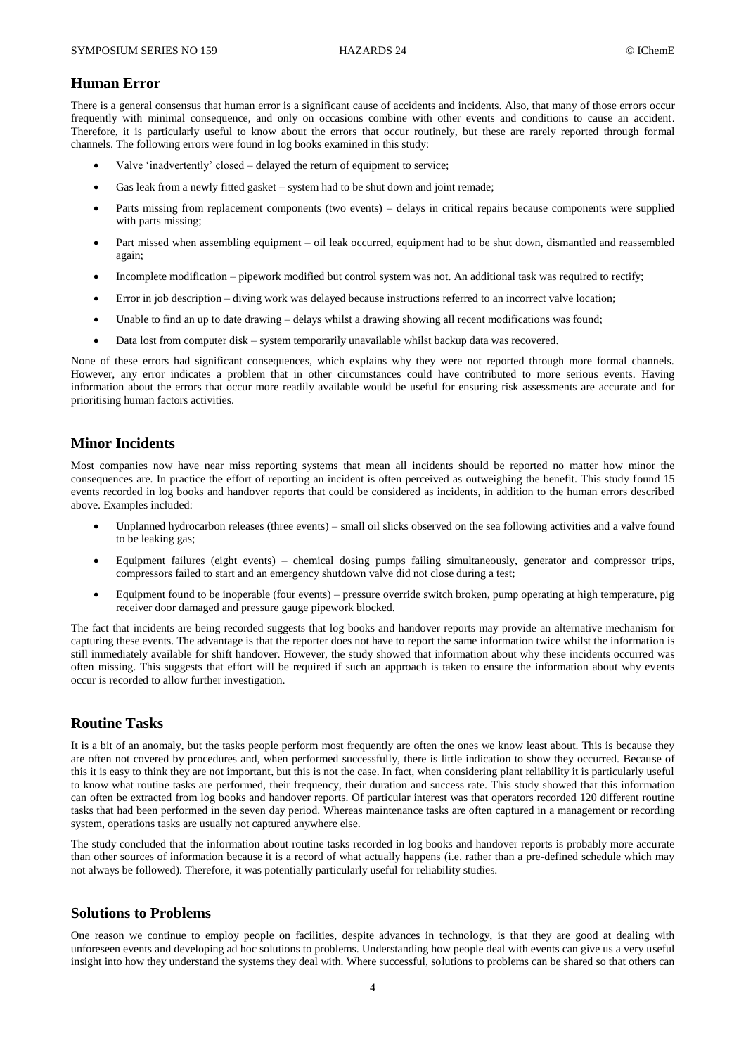## Human Error

There is a general consensus that human error is a significant cause of accidents and incidents. Also, that many of those errors occur frequently with minimal consequence, and only on occasions combine with other events and conditions to cause an accident. Therefore, it is particularly useful to know about the errors that occur routinely, but these are rarely reported through formal channels. The following errors were found in log books examined in this study:

- Valve 'inadvertently' closed – delayed the return of equipment to service;
- Gas leak from a newly fitted gasket – system had to be shut down and joint remade;
- Parts missing from replacement components (two events) – delays in critical repairs because components were supplied with parts missing;
- Part missed when assembling equipment – oil leak occurred, equipment had to be shut down, dismantled and reassembled again;
- Incomplete modification – pipework modified but control system was not. An additional task was required to rectify;
- Error in job description – diving work was delayed because instructions referred to an incorrect valve location;
- Unable to find an up to date drawing – delays whilst a drawing showing all recent modifications was found;
- Data lost from computer disk – system temporarily unavailable whilst backup data was recovered.

None of these errors had significant consequences, which explains why they were not reported through more formal channels. However, any error indicates a problem that in other circumstances could have contributed to more serious events. Having information about the errors that occur more readily available would be useful for ensuring risk assessments are accurate and for prioritising human factors activities.

## Minor Incidents

Most companies now have near miss reporting systems that mean all incidents should be reported no matter how minor the consequences are. In practice the effort of reporting an incident is often perceived as outweighing the benefit. This study found 15 events recorded in log books and handover reports that could be considered as incidents, in addition to the human errors described above. Examples included:

- Unplanned hydrocarbon releases (three events) – small oil slicks observed on the sea following activities and a valve found to be leaking gas;
- Equipment failures (eight events) – chemical dosing pumps failing simultaneously, generator and compressor trips, compressors failed to start and an emergency shutdown valve did not close during a test;
- Equipment found to be inoperable (four events) – pressure override switch broken, pump operating at high temperature, pig receiver door damaged and pressure gauge pipework blocked.

The fact that incidents are being recorded suggests that log books and handover reports may provide an alternative mechanism for capturing these events. The advantage is that the reporter does not have to report the same information twice whilst the information is still immediately available for shift handover. However, the study showed that information about why these incidents occurred was often missing. This suggests that effort will be required if such an approach is taken to ensure the information about why events occur is recorded to allow further investigation.

## Routine Tasks

It is a bit of an anomaly, but the tasks people perform most frequently are often the ones we know least about. This is because they are often not covered by procedures and, when performed successfully, there is little indication to show they occurred. Because of this it is easy to think they are not important, but this is not the case. In fact, when considering plant reliability it is particularly useful to know what routine tasks are performed, their frequency, their duration and success rate. This study showed that this information can often be extracted from log books and handover reports. Of particular interest was that operators recorded 120 different routine tasks that had been performed in the seven day period. Whereas maintenance tasks are often captured in a management or recording system, operations tasks are usually not captured anywhere else.

The study concluded that the information about routine tasks recorded in log books and handover reports is probably more accurate than other sources of information because it is a record of what actually happens (i.e. rather than a pre-defined schedule which may not always be followed). Therefore, it was potentially particularly useful for reliability studies.

## Solutions to Problems

One reason we continue to employ people on facilities, despite advances in technology, is that they are good at dealing with unforeseen events and developing ad hoc solutions to problems. Understanding how people deal with events can give us a very useful insight into how they understand the systems they deal with. Where successful, solutions to problems can be shared so that others can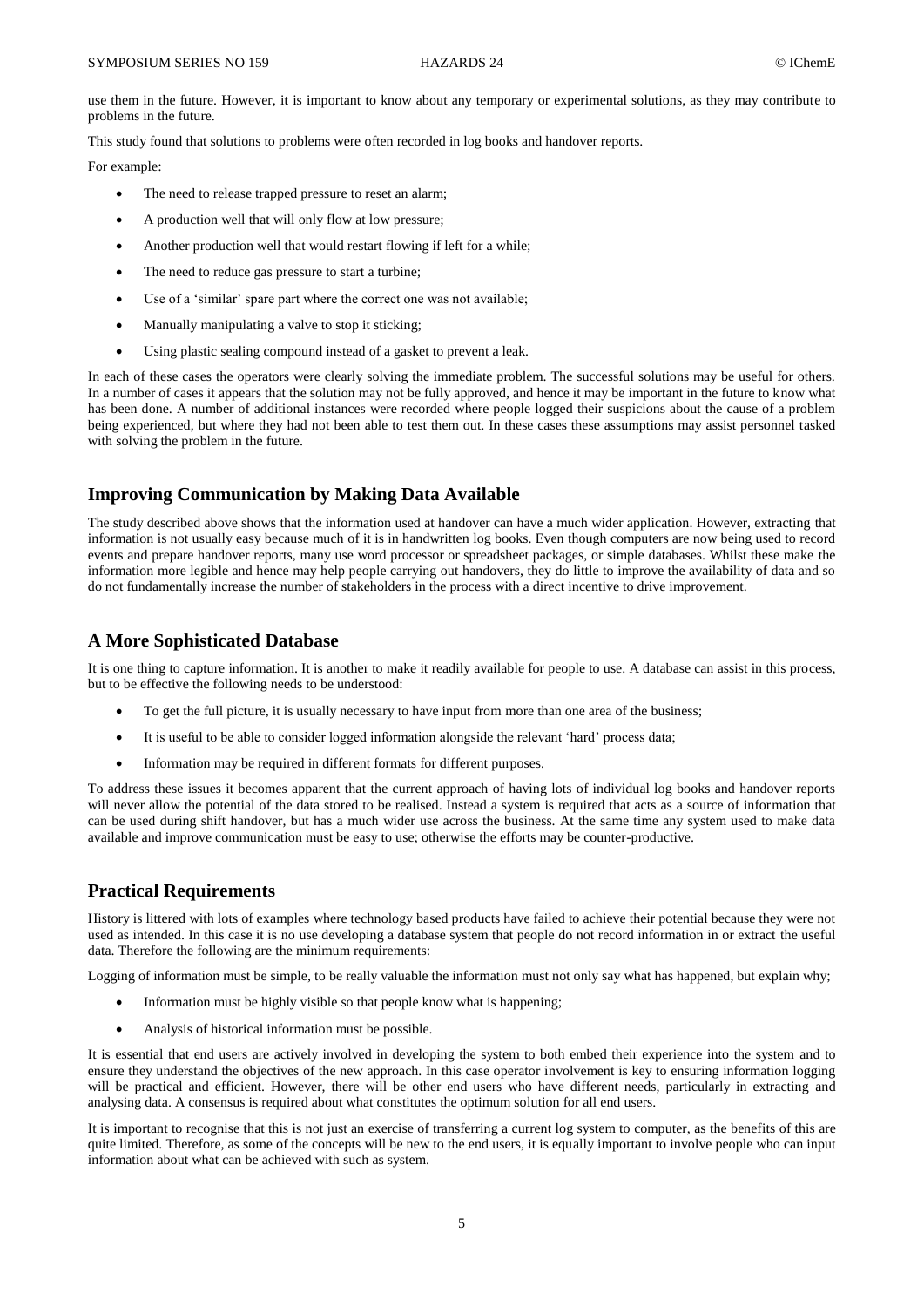use them in the future. However, it is important to know about any temporary or experimental solutions, as they may contribute to problems in the future.

This study found that solutions to problems were often recorded in log books and handover reports.

For example:

- The need to release trapped pressure to reset an alarm;
- A production well that will only flow at low pressure;
- Another production well that would restart flowing if left for a while;
- The need to reduce gas pressure to start a turbine;
- Use of a 'similar' spare part where the correct one was not available;
- Manually manipulating a valve to stop it sticking;
- Using plastic sealing compound instead of a gasket to prevent a leak.

In each of these cases the operators were clearly solving the immediate problem. The successful solutions may be useful for others. In a number of cases it appears that the solution may not be fully approved, and hence it may be important in the future to know what has been done. A number of additional instances were recorded where people logged their suspicions about the cause of a problem being experienced, but where they had not been able to test them out. In these cases these assumptions may assist personnel tasked with solving the problem in the future.

## Improving Communication by Making Data Available

The study described above shows that the information used at handover can have a much wider application. However, extracting that information is not usually easy because much of it is in handwritten log books. Even though computers are now being used to record events and prepare handover reports, many use word processor or spreadsheet packages, or simple databases. Whilst these make the information more legible and hence may help people carrying out handovers, they do little to improve the availability of data and so do not fundamentally increase the number of stakeholders in the process with a direct incentive to drive improvement.

## A More Sophisticated Database

It is one thing to capture information. It is another to make it readily available for people to use. A database can assist in this process, but to be effective the following needs to be understood:

- To get the full picture, it is usually necessary to have input from more than one area of the business;
- It is useful to be able to consider logged information alongside the relevant 'hard' process data;
- Information may be required in different formats for different purposes.

To address these issues it becomes apparent that the current approach of having lots of individual log books and handover reports will never allow the potential of the data stored to be realised. Instead a system is required that acts as a source of information that can be used during shift handover, but has a much wider use across the business. At the same time any system used to make data available and improve communication must be easy to use; otherwise the efforts may be counter-productive.

## Practical Requirements

History is littered with lots of examples where technology based products have failed to achieve their potential because they were not used as intended. In this case it is no use developing a database system that people do not record information in or extract the useful data. Therefore the following are the minimum requirements:

Logging of information must be simple, to be really valuable the information must not only say what has happened, but explain why;

- Information must be highly visible so that people know what is happening;
- Analysis of historical information must be possible.

It is essential that end users are actively involved in developing the system to both embed their experience into the system and to ensure they understand the objectives of the new approach. In this case operator involvement is key to ensuring information logging will be practical and efficient. However, there will be other end users who have different needs, particularly in extracting and analysing data. A consensus is required about what constitutes the optimum solution for all end users.

It is important to recognise that this is not just an exercise of transferring a current log system to computer, as the benefits of this are quite limited. Therefore, as some of the concepts will be new to the end users, it is equally important to involve people who can input information about what can be achieved with such as system.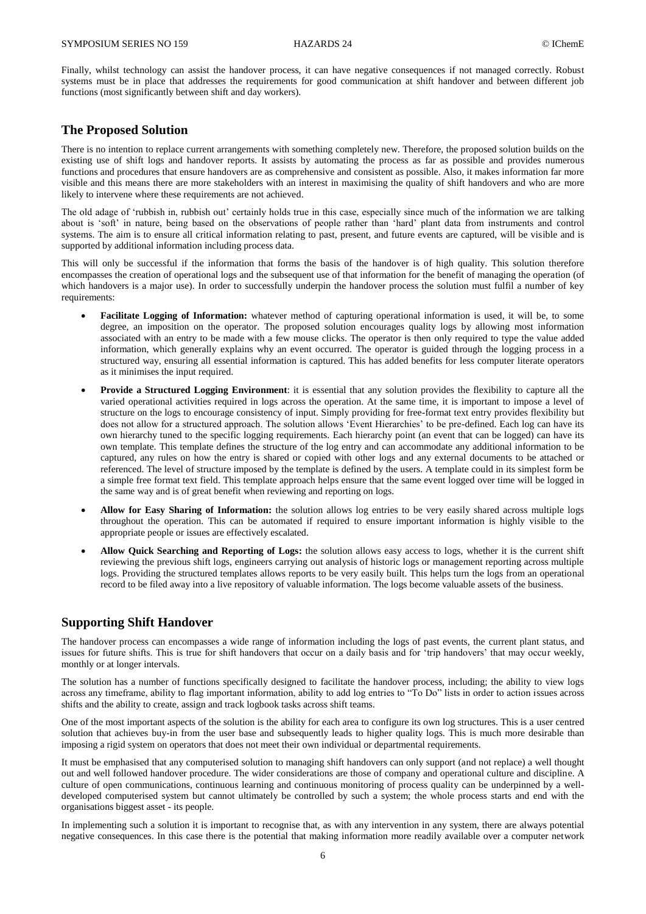Finally, whilst technology can assist the handover process, it can have negative consequences if not managed correctly. Robust systems must be in place that addresses the requirements for good communication at shift handover and between different job functions (most significantly between shift and day workers).

## The Proposed Solution

There is no intention to replace current arrangements with something completely new. Therefore, the proposed solution builds on the existing use of shift logs and handover reports. It assists by automating the process as far as possible and provides numerous functions and procedures that ensure handovers are as comprehensive and consistent as possible. Also, it makes information far more visible and this means there are more stakeholders with an interest in maximising the quality of shift handovers and who are more likely to intervene where these requirements are not achieved.

The old adage of 'rubbish in, rubbish out' certainly holds true in this case, especially since much of the information we are talking about is 'soft' in nature, being based on the observations of people rather than 'hard' plant data from instruments and control systems. The aim is to ensure all critical information relating to past, present, and future events are captured, will be visible and is supported by additional information including process data.

This will only be successful if the information that forms the basis of the handover is of high quality. This solution therefore encompasses the creation of operational logs and the subsequent use of that information for the benefit of managing the operation (of which handovers is a major use). In order to successfully underpin the handover process the solution must fulfil a number of key requirements:

- **Facilitate Logging of Information:** whatever method of capturing operational information is used, it will be, to some degree, an imposition on the operator. The proposed solution encourages quality logs by allowing most information associated with an entry to be made with a few mouse clicks. The operator is then only required to type the value added information, which generally explains why an event occurred. The operator is guided through the logging process in a structured way, ensuring all essential information is captured. This has added benefits for less computer literate operators as it minimises the input required.
- **Provide a Structured Logging Environment**: it is essential that any solution provides the flexibility to capture all the varied operational activities required in logs across the operation. At the same time, it is important to impose a level of structure on the logs to encourage consistency of input. Simply providing for free-format text entry provides flexibility but does not allow for a structured approach. The solution allows 'Event Hierarchies' to be pre-defined. Each log can have its own hierarchy tuned to the specific logging requirements. Each hierarchy point (an event that can be logged) can have its own template. This template defines the structure of the log entry and can accommodate any additional information to be captured, any rules on how the entry is shared or copied with other logs and any external documents to be attached or referenced. The level of structure imposed by the template is defined by the users. A template could in its simplest form be a simple free format text field. This template approach helps ensure that the same event logged over time will be logged in the same way and is of great benefit when reviewing and reporting on logs.
- **Allow for Easy Sharing of Information:** the solution allows log entries to be very easily shared across multiple logs throughout the operation. This can be automated if required to ensure important information is highly visible to the appropriate people or issues are effectively escalated.
- **Allow Quick Searching and Reporting of Logs:** the solution allows easy access to logs, whether it is the current shift reviewing the previous shift logs, engineers carrying out analysis of historic logs or management reporting across multiple logs. Providing the structured templates allows reports to be very easily built. This helps turn the logs from an operational record to be filed away into a live repository of valuable information. The logs become valuable assets of the business.

## Supporting Shift Handover

The handover process can encompasses a wide range of information including the logs of past events, the current plant status, and issues for future shifts. This is true for shift handovers that occur on a daily basis and for 'trip handovers' that may occur weekly, monthly or at longer intervals.

The solution has a number of functions specifically designed to facilitate the handover process, including; the ability to view logs across any timeframe, ability to flag important information, ability to add log entries to "To Do" lists in order to action issues across shifts and the ability to create, assign and track logbook tasks across shift teams.

One of the most important aspects of the solution is the ability for each area to configure its own log structures. This is a user centred solution that achieves buy-in from the user base and subsequently leads to higher quality logs. This is much more desirable than imposing a rigid system on operators that does not meet their own individual or departmental requirements.

It must be emphasised that any computerised solution to managing shift handovers can only support (and not replace) a well thought out and well followed handover procedure. The wider considerations are those of company and operational culture and discipline. A culture of open communications, continuous learning and continuous monitoring of process quality can be underpinned by a well-developed computerised system but cannot ultimately be controlled by such a system; the whole process starts and end with the organisations biggest asset - its people.

In implementing such a solution it is important to recognise that, as with any intervention in any system, there are always potential negative consequences. In this case there is the potential that making information more readily available over a computer network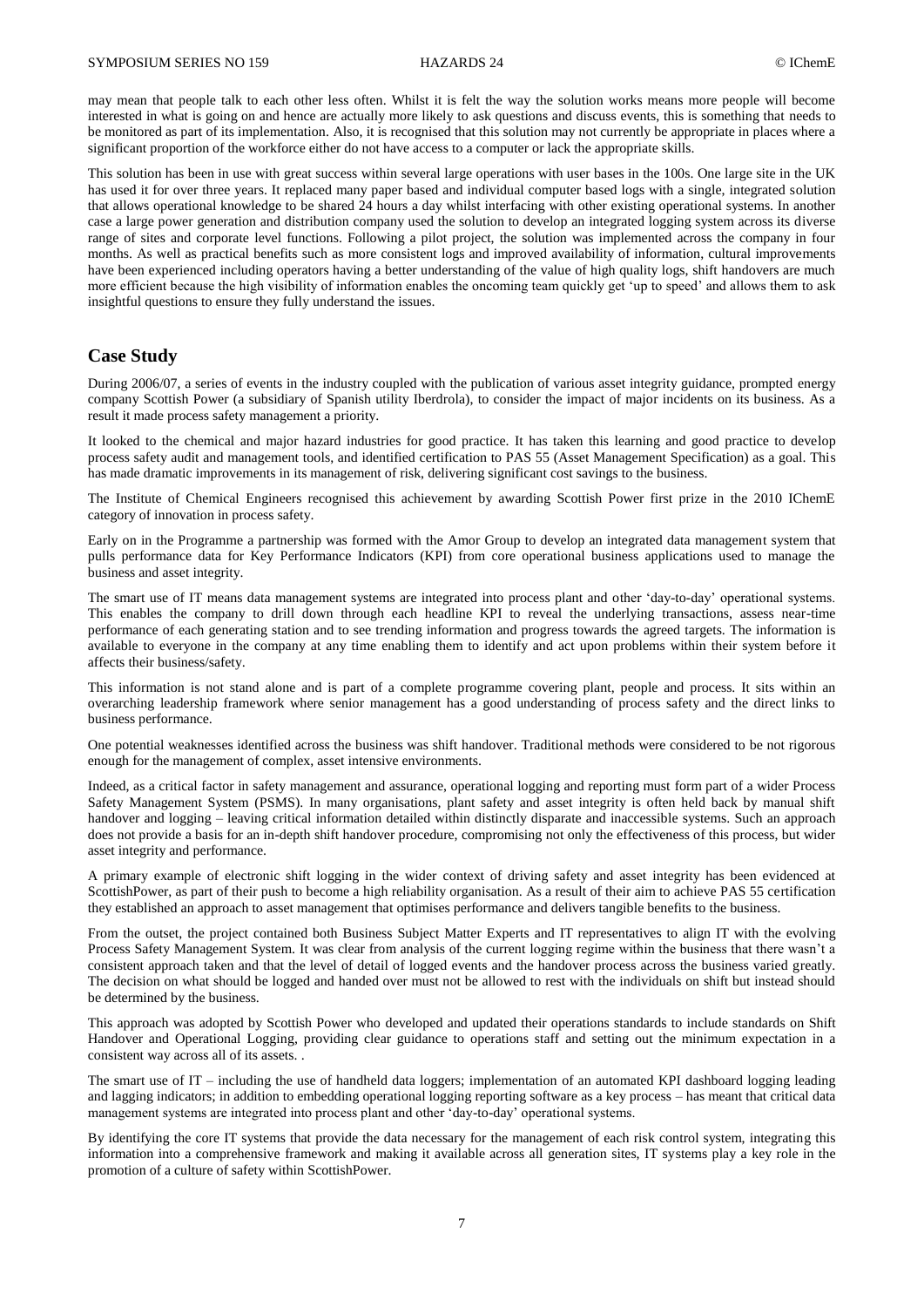may mean that people talk to each other less often. Whilst it is felt the way the solution works means more people will become interested in what is going on and hence are actually more likely to ask questions and discuss events, this is something that needs to be monitored as part of its implementation. Also, it is recognised that this solution may not currently be appropriate in places where a significant proportion of the workforce either do not have access to a computer or lack the appropriate skills.

This solution has been in use with great success within several large operations with user bases in the 100s. One large site in the UK has used it for over three years. It replaced many paper based and individual computer based logs with a single, integrated solution that allows operational knowledge to be shared 24 hours a day whilst interfacing with other existing operational systems. In another case a large power generation and distribution company used the solution to develop an integrated logging system across its diverse range of sites and corporate level functions. Following a pilot project, the solution was implemented across the company in four months. As well as practical benefits such as more consistent logs and improved availability of information, cultural improvements have been experienced including operators having a better understanding of the value of high quality logs, shift handovers are much more efficient because the high visibility of information enables the oncoming team quickly get 'up to speed' and allows them to ask insightful questions to ensure they fully understand the issues.

## Case Study

During 2006/07, a series of events in the industry coupled with the publication of various asset integrity guidance, prompted energy company Scottish Power (a subsidiary of Spanish utility Iberdrola), to consider the impact of major incidents on its business. As a result it made process safety management a priority.

It looked to the chemical and major hazard industries for good practice. It has taken this learning and good practice to develop process safety audit and management tools, and identified certification to PAS 55 (Asset Management Specification) as a goal. This has made dramatic improvements in its management of risk, delivering significant cost savings to the business.

The Institute of Chemical Engineers recognised this achievement by awarding Scottish Power first prize in the 2010 IChemE category of innovation in process safety.

Early on in the Programme a partnership was formed with the Amor Group to develop an integrated data management system that pulls performance data for Key Performance Indicators (KPI) from core operational business applications used to manage the business and asset integrity.

The smart use of IT means data management systems are integrated into process plant and other 'day-to-day' operational systems. This enables the company to drill down through each headline KPI to reveal the underlying transactions, assess near-time performance of each generating station and to see trending information and progress towards the agreed targets. The information is available to everyone in the company at any time enabling them to identify and act upon problems within their system before it affects their business/safety.

This information is not stand alone and is part of a complete programme covering plant, people and process. It sits within an overarching leadership framework where senior management has a good understanding of process safety and the direct links to business performance.

One potential weaknesses identified across the business was shift handover. Traditional methods were considered to be not rigorous enough for the management of complex, asset intensive environments.

Indeed, as a critical factor in safety management and assurance, operational logging and reporting must form part of a wider Process Safety Management System (PSMS). In many organisations, plant safety and asset integrity is often held back by manual shift handover and logging – leaving critical information detailed within distinctly disparate and inaccessible systems. Such an approach does not provide a basis for an in-depth shift handover procedure, compromising not only the effectiveness of this process, but wider asset integrity and performance.

A primary example of electronic shift logging in the wider context of driving safety and asset integrity has been evidenced at ScottishPower, as part of their push to become a high reliability organisation. As a result of their aim to achieve PAS 55 certification they established an approach to asset management that optimises performance and delivers tangible benefits to the business.

From the outset, the project contained both Business Subject Matter Experts and IT representatives to align IT with the evolving Process Safety Management System. It was clear from analysis of the current logging regime within the business that there wasn't a consistent approach taken and that the level of detail of logged events and the handover process across the business varied greatly. The decision on what should be logged and handed over must not be allowed to rest with the individuals on shift but instead should be determined by the business.

This approach was adopted by Scottish Power who developed and updated their operations standards to include standards on Shift Handover and Operational Logging, providing clear guidance to operations staff and setting out the minimum expectation in a consistent way across all of its assets. .

The smart use of IT – including the use of handheld data loggers; implementation of an automated KPI dashboard logging leading and lagging indicators; in addition to embedding operational logging reporting software as a key process – has meant that critical data management systems are integrated into process plant and other 'day-to-day' operational systems.

By identifying the core IT systems that provide the data necessary for the management of each risk control system, integrating this information into a comprehensive framework and making it available across all generation sites, IT systems play a key role in the promotion of a culture of safety within ScottishPower.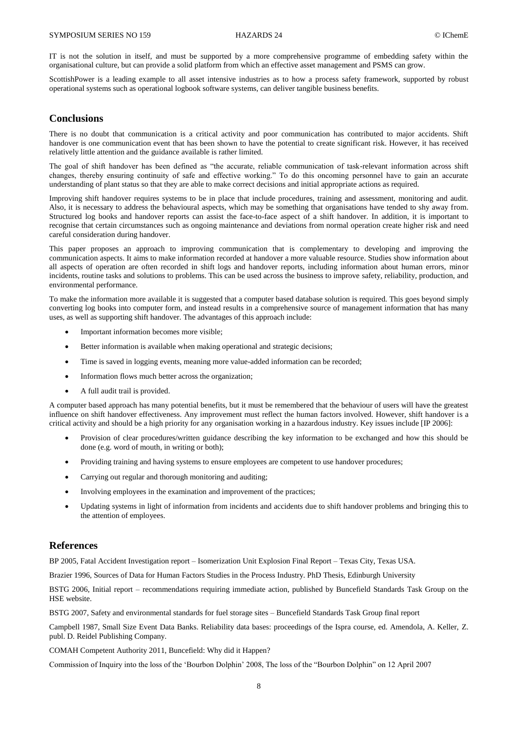IT is not the solution in itself, and must be supported by a more comprehensive programme of embedding safety within the organisational culture, but can provide a solid platform from which an effective asset management and PSMS can grow.

ScottishPower is a leading example to all asset intensive industries as to how a process safety framework, supported by robust operational systems such as operational logbook software systems, can deliver tangible business benefits.

## Conclusions

There is no doubt that communication is a critical activity and poor communication has contributed to major accidents. Shift handover is one communication event that has been shown to have the potential to create significant risk. However, it has received relatively little attention and the guidance available is rather limited.

The goal of shift handover has been defined as "the accurate, reliable communication of task-relevant information across shift changes, thereby ensuring continuity of safe and effective working." To do this oncoming personnel have to gain an accurate understanding of plant status so that they are able to make correct decisions and initial appropriate actions as required.

Improving shift handover requires systems to be in place that include procedures, training and assessment, monitoring and audit. Also, it is necessary to address the behavioural aspects, which may be something that organisations have tended to shy away from. Structured log books and handover reports can assist the face-to-face aspect of a shift handover. In addition, it is important to recognise that certain circumstances such as ongoing maintenance and deviations from normal operation create higher risk and need careful consideration during handover.

This paper proposes an approach to improving communication that is complementary to developing and improving the communication aspects. It aims to make information recorded at handover a more valuable resource. Studies show information about all aspects of operation are often recorded in shift logs and handover reports, including information about human errors, minor incidents, routine tasks and solutions to problems. This can be used across the business to improve safety, reliability, production, and environmental performance.

To make the information more available it is suggested that a computer based database solution is required. This goes beyond simply converting log books into computer form, and instead results in a comprehensive source of management information that has many uses, as well as supporting shift handover. The advantages of this approach include:

- Important information becomes more visible;
- Better information is available when making operational and strategic decisions;
- Time is saved in logging events, meaning more value-added information can be recorded;
- Information flows much better across the organization;
- A full audit trail is provided.

A computer based approach has many potential benefits, but it must be remembered that the behaviour of users will have the greatest influence on shift handover effectiveness. Any improvement must reflect the human factors involved. However, shift handover is a critical activity and should be a high priority for any organisation working in a hazardous industry. Key issues include [IP 2006]:

- Provision of clear procedures/written guidance describing the key information to be exchanged and how this should be done (e.g. word of mouth, in writing or both);
- Providing training and having systems to ensure employees are competent to use handover procedures;
- Carrying out regular and thorough monitoring and auditing;
- Involving employees in the examination and improvement of the practices;
- Updating systems in light of information from incidents and accidents due to shift handover problems and bringing this to the attention of employees.

## References

BP 2005, Fatal Accident Investigation report – Isomerization Unit Explosion Final Report – Texas City, Texas USA.

Brazier 1996, Sources of Data for Human Factors Studies in the Process Industry. PhD Thesis, Edinburgh University

BSTG 2006, Initial report – recommendations requiring immediate action, published by Buncefield Standards Task Group on the HSE website.

BSTG 2007, Safety and environmental standards for fuel storage sites – Buncefield Standards Task Group final report

Campbell 1987, Small Size Event Data Banks. Reliability data bases: proceedings of the Ispra course, ed. Amendola, A. Keller, Z. publ. D. Reidel Publishing Company.

COMAH Competent Authority 2011, Buncefield: Why did it Happen?

Commission of Inquiry into the loss of the 'Bourbon Dolphin' 2008, The loss of the "Bourbon Dolphin" on 12 April 2007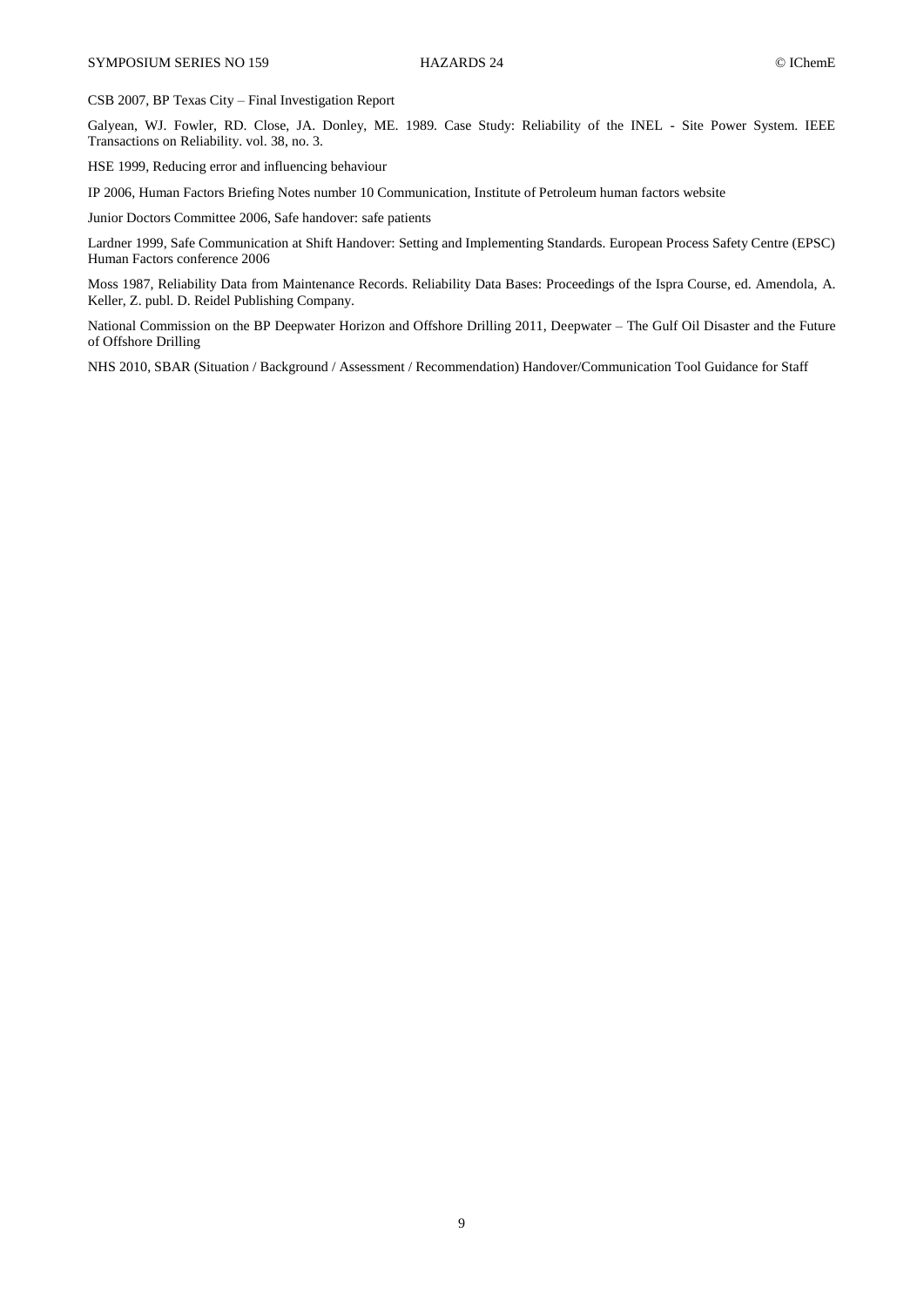CSB 2007, BP Texas City – Final Investigation Report

Galyean, WJ. Fowler, RD. Close, JA. Donley, ME. 1989. Case Study: Reliability of the INEL - Site Power System. IEEE Transactions on Reliability. vol. 38, no. 3.

HSE 1999, Reducing error and influencing behaviour

IP 2006, Human Factors Briefing Notes number 10 Communication, Institute of Petroleum human factors website

Junior Doctors Committee 2006, Safe handover: safe patients

Lardner 1999, Safe Communication at Shift Handover: Setting and Implementing Standards. European Process Safety Centre (EPSC) Human Factors conference 2006

Moss 1987, Reliability Data from Maintenance Records. Reliability Data Bases: Proceedings of the Ispra Course, ed. Amendola, A. Keller, Z. publ. D. Reidel Publishing Company.

National Commission on the BP Deepwater Horizon and Offshore Drilling 2011, Deepwater – The Gulf Oil Disaster and the Future of Offshore Drilling

NHS 2010, SBAR (Situation / Background / Assessment / Recommendation) Handover/Communication Tool Guidance for Staff